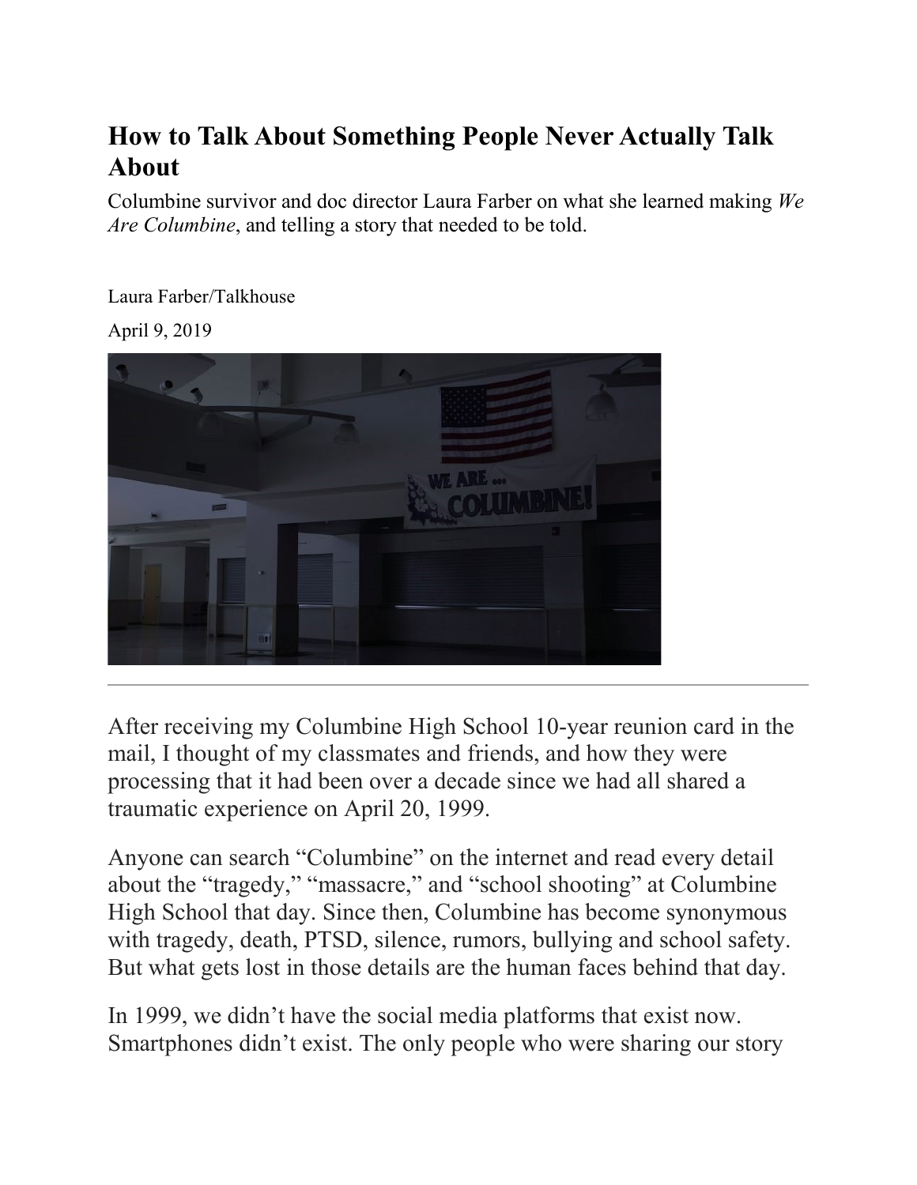# How to Talk About Something People Never Actually Talk About

Columbine survivor and doc director Laura Farber on what she learned making *We Are Columbine*, and telling a story that needed to be told.

Laura Farber/Talkhouse

April 9, 2019

After receiving my Columbine High School 10-year reunion card in the mail, I thought of my classmates and friends, and how they were processing that it had been over a decade since we had all shared a traumatic experience on April 20, 1999.

Anyone can search "Columbine" on the internet and read every detail about the "tragedy," "massacre," and "school shooting" at Columbine High School that day. Since then, Columbine has become synonymous with tragedy, death, PTSD, silence, rumors, bullying and school safety. But what gets lost in those details are the human faces behind that day.

In 1999, we didn't have the social media platforms that exist now. Smartphones didn't exist. The only people who were sharing our story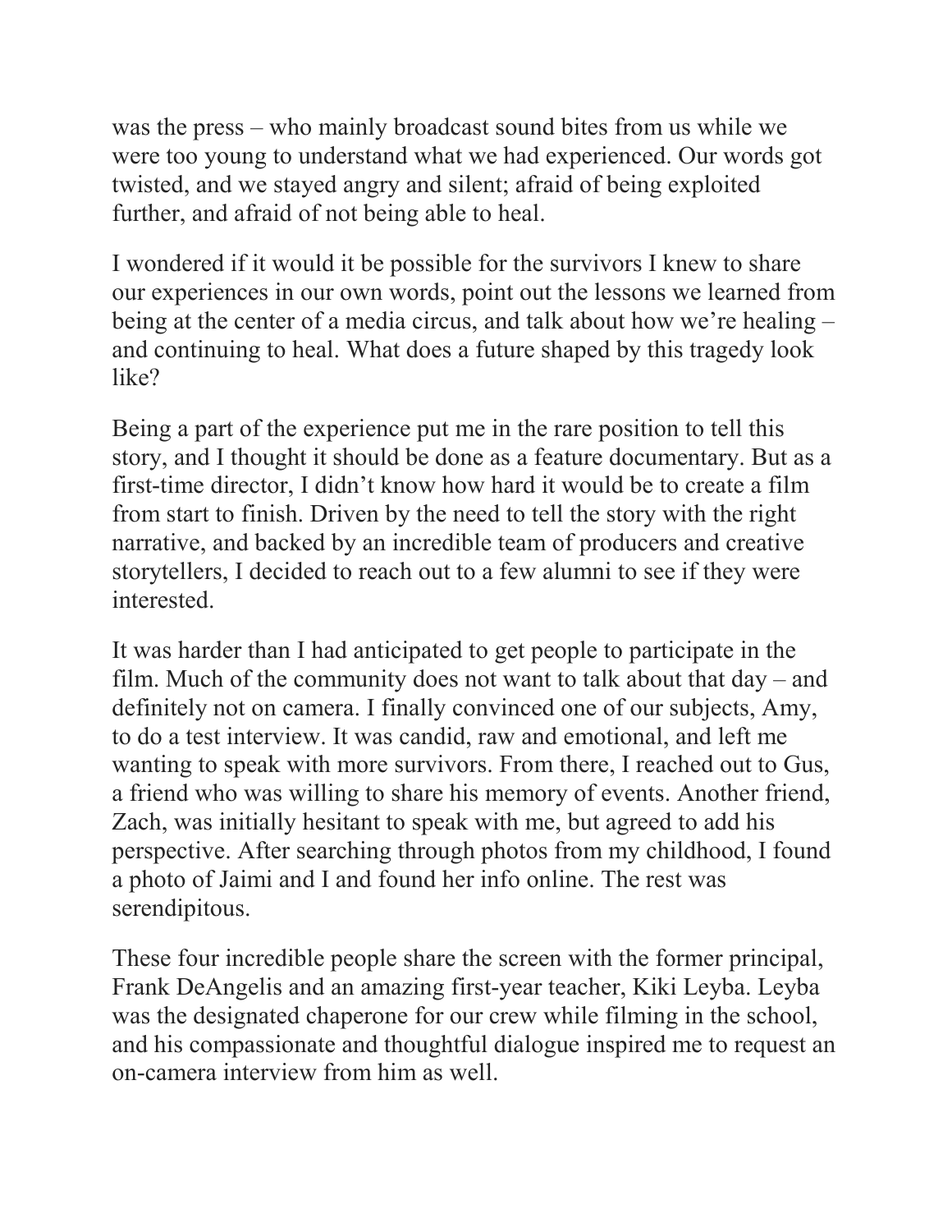was the press – who mainly broadcast sound bites from us while we were too young to understand what we had experienced. Our words got twisted, and we stayed angry and silent; afraid of being exploited further, and afraid of not being able to heal.

I wondered if it would it be possible for the survivors I knew to share our experiences in our own words, point out the lessons we learned from being at the center of a media circus, and talk about how we're healing – and continuing to heal. What does a future shaped by this tragedy look like?

Being a part of the experience put me in the rare position to tell this story, and I thought it should be done as a feature documentary. But as a first-time director, I didn't know how hard it would be to create a film from start to finish. Driven by the need to tell the story with the right narrative, and backed by an incredible team of producers and creative storytellers, I decided to reach out to a few alumni to see if they were interested.

It was harder than I had anticipated to get people to participate in the film. Much of the community does not want to talk about that day – and definitely not on camera. I finally convinced one of our subjects, Amy, to do a test interview. It was candid, raw and emotional, and left me wanting to speak with more survivors. From there, I reached out to Gus, a friend who was willing to share his memory of events. Another friend, Zach, was initially hesitant to speak with me, but agreed to add his perspective. After searching through photos from my childhood, I found a photo of Jaimi and I and found her info online. The rest was serendipitous.

These four incredible people share the screen with the former principal, Frank DeAngelis and an amazing first-year teacher, Kiki Leyba. Leyba was the designated chaperone for our crew while filming in the school, and his compassionate and thoughtful dialogue inspired me to request an on-camera interview from him as well.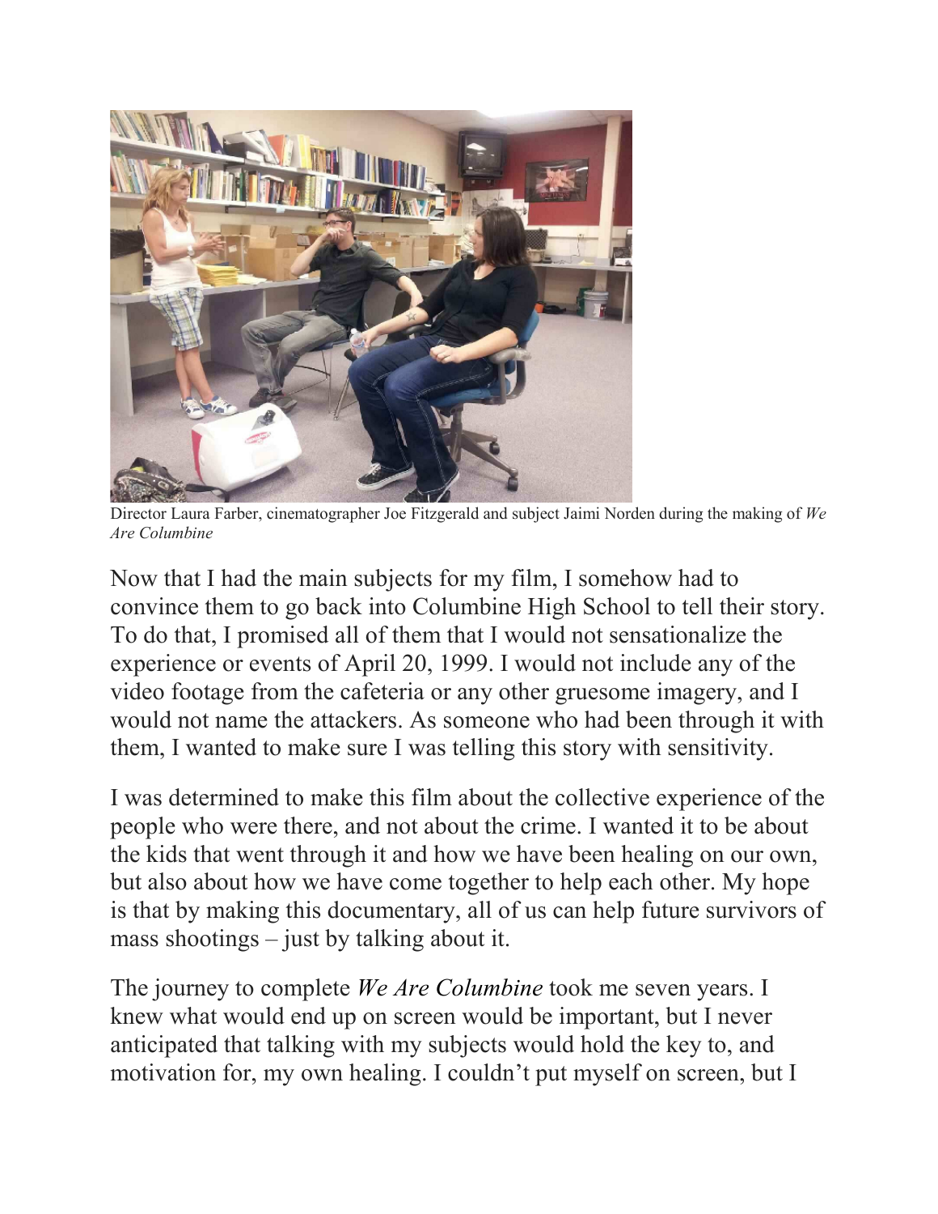Director Laura Farber, cinematographer Joe Fitzgerald and subject Jaimi Norden during the making of *We Are Columbine*

Now that I had the main subjects for my film, I somehow had to convince them to go back into Columbine High School to tell their story. To do that, I promised all of them that I would not sensationalize the experience or events of April 20, 1999. I would not include any of the video footage from the cafeteria or any other gruesome imagery, and I would not name the attackers. As someone who had been through it with them, I wanted to make sure I was telling this story with sensitivity.

I was determined to make this film about the collective experience of the people who were there, and not about the crime. I wanted it to be about the kids that went through it and how we have been healing on our own, but also about how we have come together to help each other. My hope is that by making this documentary, all of us can help future survivors of mass shootings – just by talking about it.

The journey to complete *We Are Columbine* took me seven years. I knew what would end up on screen would be important, but I never anticipated that talking with my subjects would hold the key to, and motivation for, my own healing. I couldn't put myself on screen, but I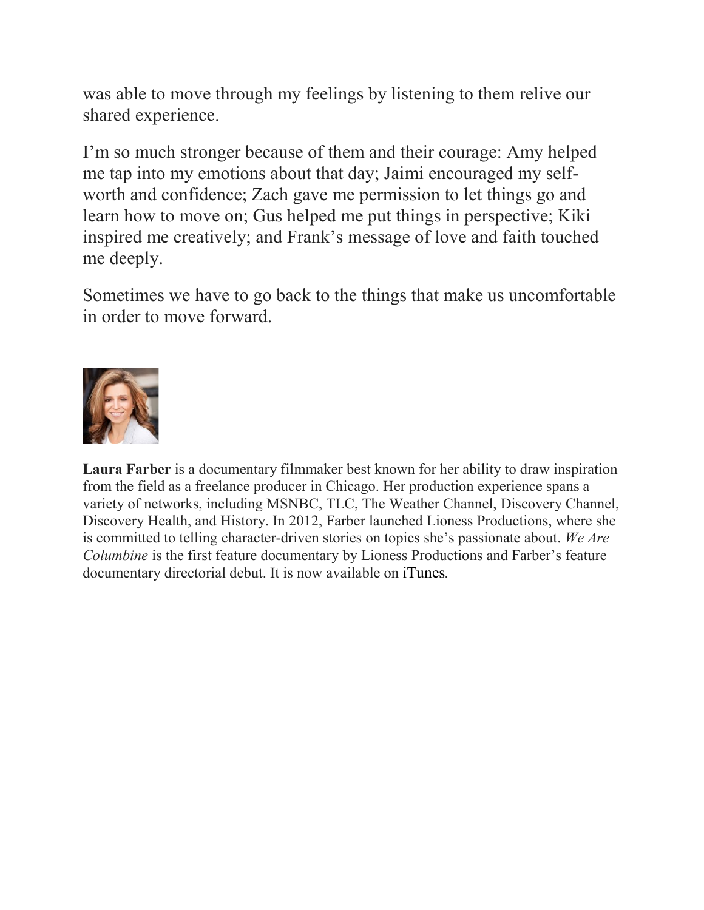was able to move through my feelings by listening to them relive our shared experience.

I'm so much stronger because of them and their courage: Amy helped me tap into my emotions about that day; Jaimi encouraged my self-worth and confidence; Zach gave me permission to let things go and learn how to move on; Gus helped me put things in perspective; Kiki inspired me creatively; and Frank's message of love and faith touched me deeply.

Sometimes we have to go back to the things that make us uncomfortable in order to move forward.

**Laura Farber** is a documentary filmmaker best known for her ability to draw inspiration from the field as a freelance producer in Chicago. Her production experience spans a variety of networks, including MSNBC, TLC, The Weather Channel, Discovery Channel, Discovery Health, and History. In 2012, Farber launched Lioness Productions, where she is committed to telling character-driven stories on topics she's passionate about. *We Are Columbine* is the first feature documentary by Lioness Productions and Farber's feature documentary directorial debut. It is now available on iTunes.